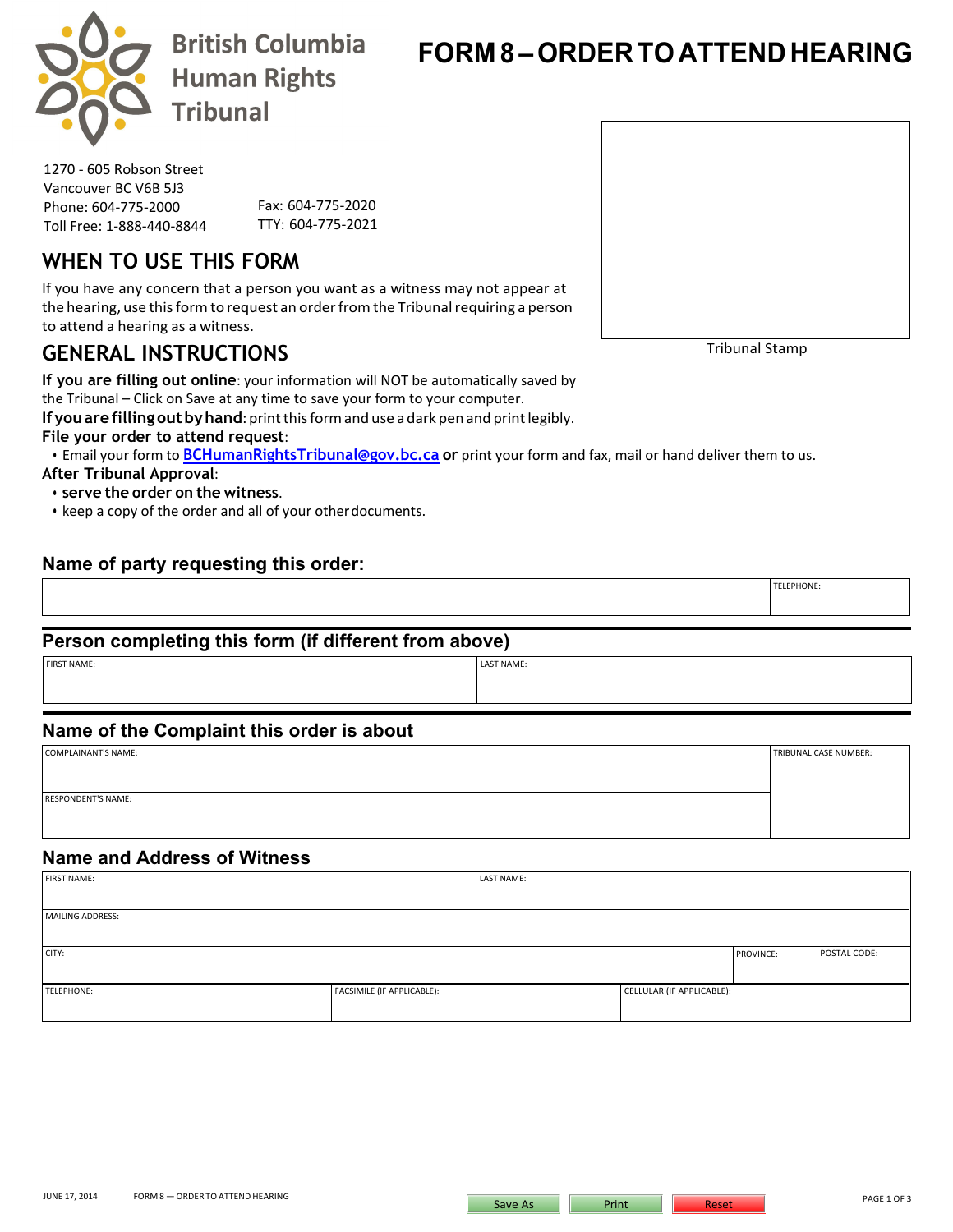British Columbia Human Rights Tribunal

# FORM 8 – ORDER TO ATTEND HEARING

1270 - 605 Robson Street
Vancouver BC V6B 5J3
Phone: 604-775-2000
Toll Free: 1-888-440-8844
Fax: 604-775-2020
TTY: 604-775-2021

Tribunal Stamp

## WHEN TO USE THIS FORM

If you have any concern that a person you want as a witness may not appear at the hearing, use this form to request an order from the Tribunal requiring a person to attend a hearing as a witness.

## GENERAL INSTRUCTIONS

**If you are filling out online**: your information will NOT be automatically saved by the Tribunal – Click on Save at any time to save your form to your computer.

**If you are filling out by hand**: print this form and use a dark pen and print legibly.

**File your order to attend request**:

- Email your form to **BCHumanRightsTribunal@gov.bc.ca** **or** print your form and fax, mail or hand deliver them to us.

**After Tribunal Approval**:

- **serve the order on the witness**.
- keep a copy of the order and all of your other documents.

## Name of party requesting this order:

| | TELEPHONE: |
|---|---|
| | |

## Person completing this form (if different from above)

| FIRST NAME: | LAST NAME: |
|---|---|
| | |

## Name of the Complaint this order is about

| COMPLAINANT'S NAME: | TRIBUNAL CASE NUMBER: |
|---|---|
| RESPONDENT'S NAME: | |

## Name and Address of Witness

| FIRST NAME: | | LAST NAME: | | |
|---|---|---|---|---|
| MAILING ADDRESS: | | | | |
| CITY: | | | PROVINCE: | POSTAL CODE: |
| TELEPHONE: | FACSIMILE (IF APPLICABLE): | CELLULAR (IF APPLICABLE): | | |

JUNE 17, 2014 FORM 8 — ORDER TO ATTEND HEARING

Save As Print Reset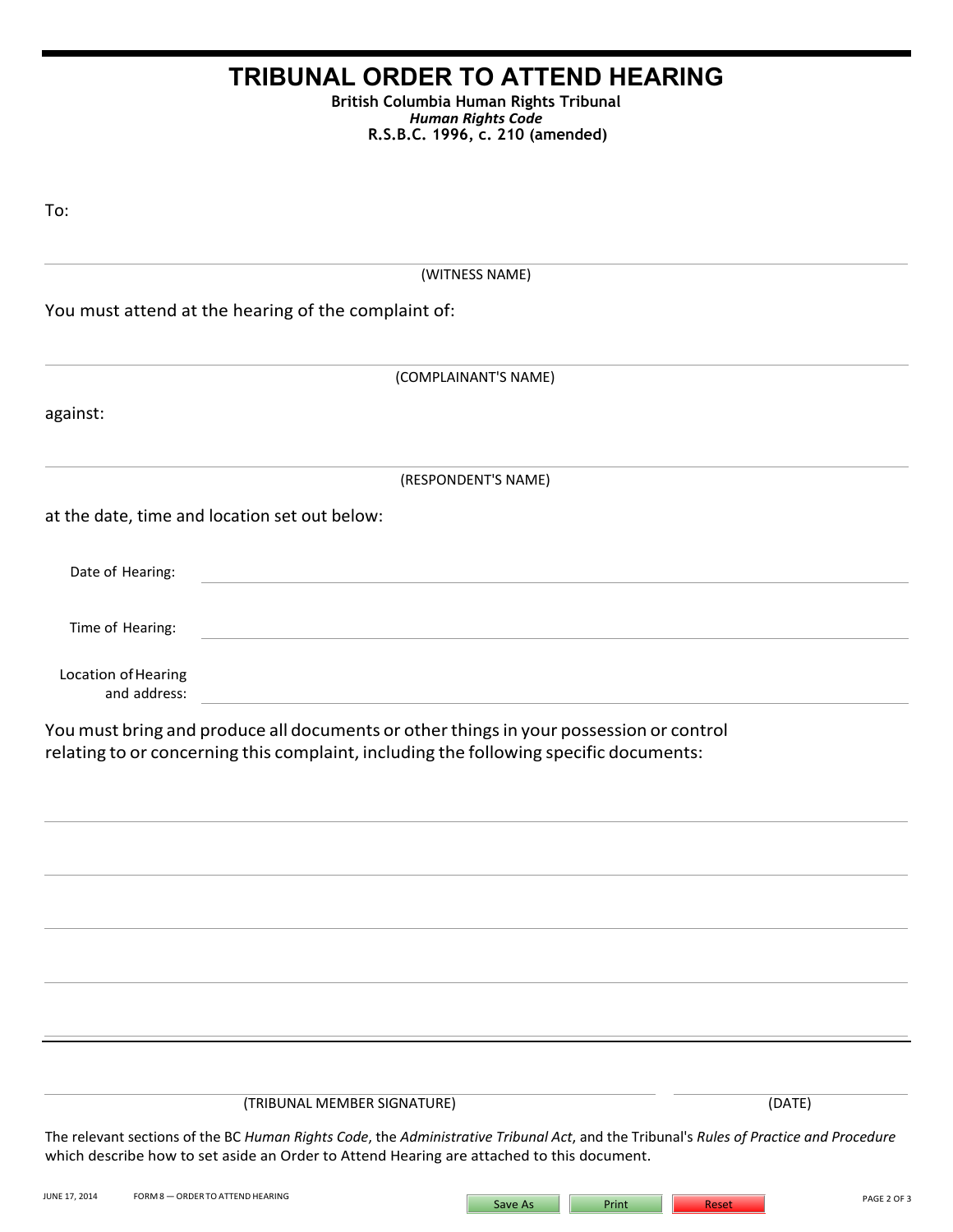# TRIBUNAL ORDER TO ATTEND HEARING

**British Columbia Human Rights Tribunal**
***Human Rights Code***
**R.S.B.C. 1996, c. 210 (amended)**

To:

______________________________________________
(WITNESS NAME)

You must attend at the hearing of the complaint of:

______________________________________________
(COMPLAINANT'S NAME)

against:

______________________________________________
(RESPONDENT'S NAME)

at the date, time and location set out below:

Date of Hearing: ______________________________

Time of Hearing: ______________________________

Location of Hearing and address: ______________________________

You must bring and produce all documents or other things in your possession or control relating to or concerning this complaint, including the following specific documents:

______________________________________________

______________________________________________

______________________________________________

______________________________________________

______________________________________________

______________________________________________ (TRIBUNAL MEMBER SIGNATURE)

______________________ (DATE)

The relevant sections of the BC *Human Rights Code*, the *Administrative Tribunal Act*, and the Tribunal's *Rules of Practice and Procedure* which describe how to set aside an Order to Attend Hearing are attached to this document.

JUNE 17, 2014 FORM 8 — ORDER TO ATTEND HEARING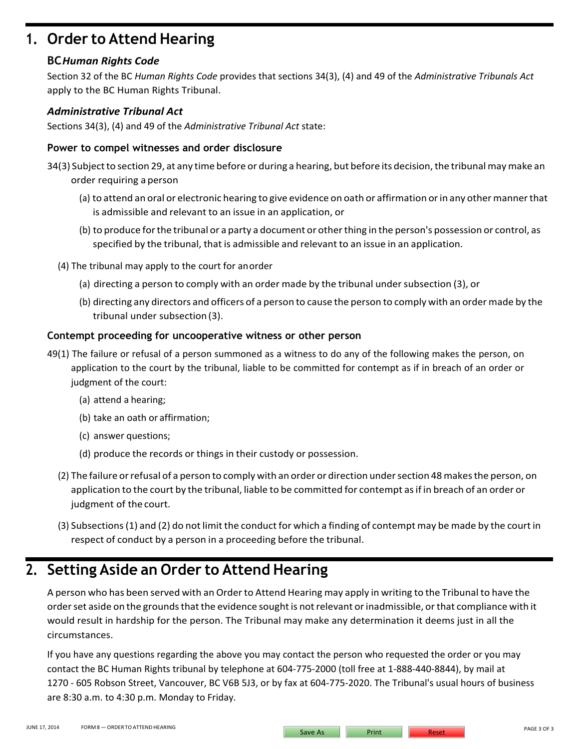## 1. Order to Attend Hearing

### BC *Human Rights Code*

Section 32 of the BC *Human Rights Code* provides that sections 34(3), (4) and 49 of the *Administrative Tribunals Act* apply to the BC Human Rights Tribunal.

### *Administrative Tribunal Act*

Sections 34(3), (4) and 49 of the *Administrative Tribunal Act* state:

#### Power to compel witnesses and order disclosure

34(3) Subject to section 29, at any time before or during a hearing, but before its decision, the tribunal may make an order requiring a person

(a) to attend an oral or electronic hearing to give evidence on oath or affirmation or in any other manner that is admissible and relevant to an issue in an application, or

(b) to produce for the tribunal or a party a document or other thing in the person's possession or control, as specified by the tribunal, that is admissible and relevant to an issue in an application.

(4) The tribunal may apply to the court for an order

(a) directing a person to comply with an order made by the tribunal under subsection (3), or

(b) directing any directors and officers of a person to cause the person to comply with an order made by the tribunal under subsection (3).

#### Contempt proceeding for uncooperative witness or other person

49(1) The failure or refusal of a person summoned as a witness to do any of the following makes the person, on application to the court by the tribunal, liable to be committed for contempt as if in breach of an order or judgment of the court:

(a) attend a hearing;

(b) take an oath or affirmation;

(c) answer questions;

(d) produce the records or things in their custody or possession.

(2) The failure or refusal of a person to comply with an order or direction under section 48 makes the person, on application to the court by the tribunal, liable to be committed for contempt as if in breach of an order or judgment of the court.

(3) Subsections (1) and (2) do not limit the conduct for which a finding of contempt may be made by the court in respect of conduct by a person in a proceeding before the tribunal.

## 2. Setting Aside an Order to Attend Hearing

A person who has been served with an Order to Attend Hearing may apply in writing to the Tribunal to have the order set aside on the grounds that the evidence sought is not relevant or inadmissible, or that compliance with it would result in hardship for the person. The Tribunal may make any determination it deems just in all the circumstances.

If you have any questions regarding the above you may contact the person who requested the order or you may contact the BC Human Rights tribunal by telephone at 604-775-2000 (toll free at 1-888-440-8844), by mail at 1270 - 605 Robson Street, Vancouver, BC V6B 5J3, or by fax at 604-775-2020. The Tribunal's usual hours of business are 8:30 a.m. to 4:30 p.m. Monday to Friday.